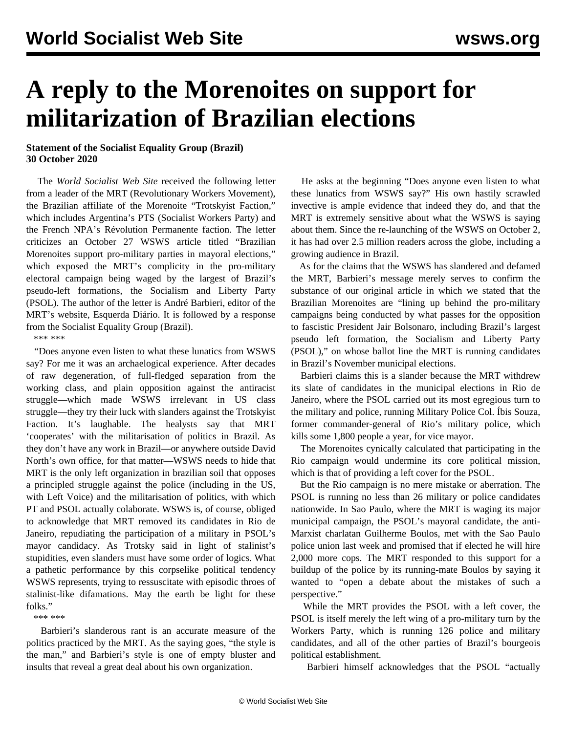// A reply to the Morenoites on support for militarization of Brazilian elections

# A reply to the Morenoites on support for militarization of Brazilian elections

**Statement of the Socialist Equality Group (Brazil)**
**30 October 2020**

The *World Socialist Web Site* received the following letter from a leader of the MRT (Revolutionary Workers Movement), the Brazilian affiliate of the Morenoite "Trotskyist Faction," which includes Argentina's PTS (Socialist Workers Party) and the French NPA's Révolution Permanente faction. The letter criticizes an October 27 WSWS article titled "Brazilian Morenoites support pro-military parties in mayoral elections," which exposed the MRT's complicity in the pro-military electoral campaign being waged by the largest of Brazil's pseudo-left formations, the Socialism and Liberty Party (PSOL). The author of the letter is André Barbieri, editor of the MRT's website, Esquerda Diário. It is followed by a response from the Socialist Equality Group (Brazil).

\*\*\* \*\*\*

"Does anyone even listen to what these lunatics from WSWS say? For me it was an archaelogical experience. After decades of raw degeneration, of full-fledged separation from the working class, and plain opposition against the antiracist struggle—which made WSWS irrelevant in US class struggle—they try their luck with slanders against the Trotskyist Faction. It's laughable. The healysts say that MRT 'cooperates' with the militarisation of politics in Brazil. As they don't have any work in Brazil—or anywhere outside David North's own office, for that matter—WSWS needs to hide that MRT is the only left organization in brazilian soil that opposes a principled struggle against the police (including in the US, with Left Voice) and the militarisation of politics, with which PT and PSOL actually colaborate. WSWS is, of course, obliged to acknowledge that MRT removed its candidates in Rio de Janeiro, repudiating the participation of a military in PSOL's mayor candidacy. As Trotsky said in light of stalinist's stupidities, even slanders must have some order of logics. What a pathetic performance by this corpselike political tendency WSWS represents, trying to ressuscitate with episodic throes of stalinist-like difamations. May the earth be light for these folks."

\*\*\* \*\*\*

Barbieri's slanderous rant is an accurate measure of the politics practiced by the MRT. As the saying goes, "the style is the man," and Barbieri's style is one of empty bluster and insults that reveal a great deal about his own organization.

He asks at the beginning "Does anyone even listen to what these lunatics from WSWS say?" His own hastily scrawled invective is ample evidence that indeed they do, and that the MRT is extremely sensitive about what the WSWS is saying about them. Since the re-launching of the WSWS on October 2, it has had over 2.5 million readers across the globe, including a growing audience in Brazil.

As for the claims that the WSWS has slandered and defamed the MRT, Barbieri's message merely serves to confirm the substance of our original article in which we stated that the Brazilian Morenoites are "lining up behind the pro-military campaigns being conducted by what passes for the opposition to fascistic President Jair Bolsonaro, including Brazil's largest pseudo left formation, the Socialism and Liberty Party (PSOL)," on whose ballot line the MRT is running candidates in Brazil's November municipal elections.

Barbieri claims this is a slander because the MRT withdrew its slate of candidates in the municipal elections in Rio de Janeiro, where the PSOL carried out its most egregious turn to the military and police, running Military Police Col. Íbis Souza, former commander-general of Rio's military police, which kills some 1,800 people a year, for vice mayor.

The Morenoites cynically calculated that participating in the Rio campaign would undermine its core political mission, which is that of providing a left cover for the PSOL.

But the Rio campaign is no mere mistake or aberration. The PSOL is running no less than 26 military or police candidates nationwide. In Sao Paulo, where the MRT is waging its major municipal campaign, the PSOL's mayoral candidate, the anti-Marxist charlatan Guilherme Boulos, met with the Sao Paulo police union last week and promised that if elected he will hire 2,000 more cops. The MRT responded to this support for a buildup of the police by its running-mate Boulos by saying it wanted to "open a debate about the mistakes of such a perspective."

While the MRT provides the PSOL with a left cover, the PSOL is itself merely the left wing of a pro-military turn by the Workers Party, which is running 126 police and military candidates, and all of the other parties of Brazil's bourgeois political establishment.

Barbieri himself acknowledges that the PSOL "actually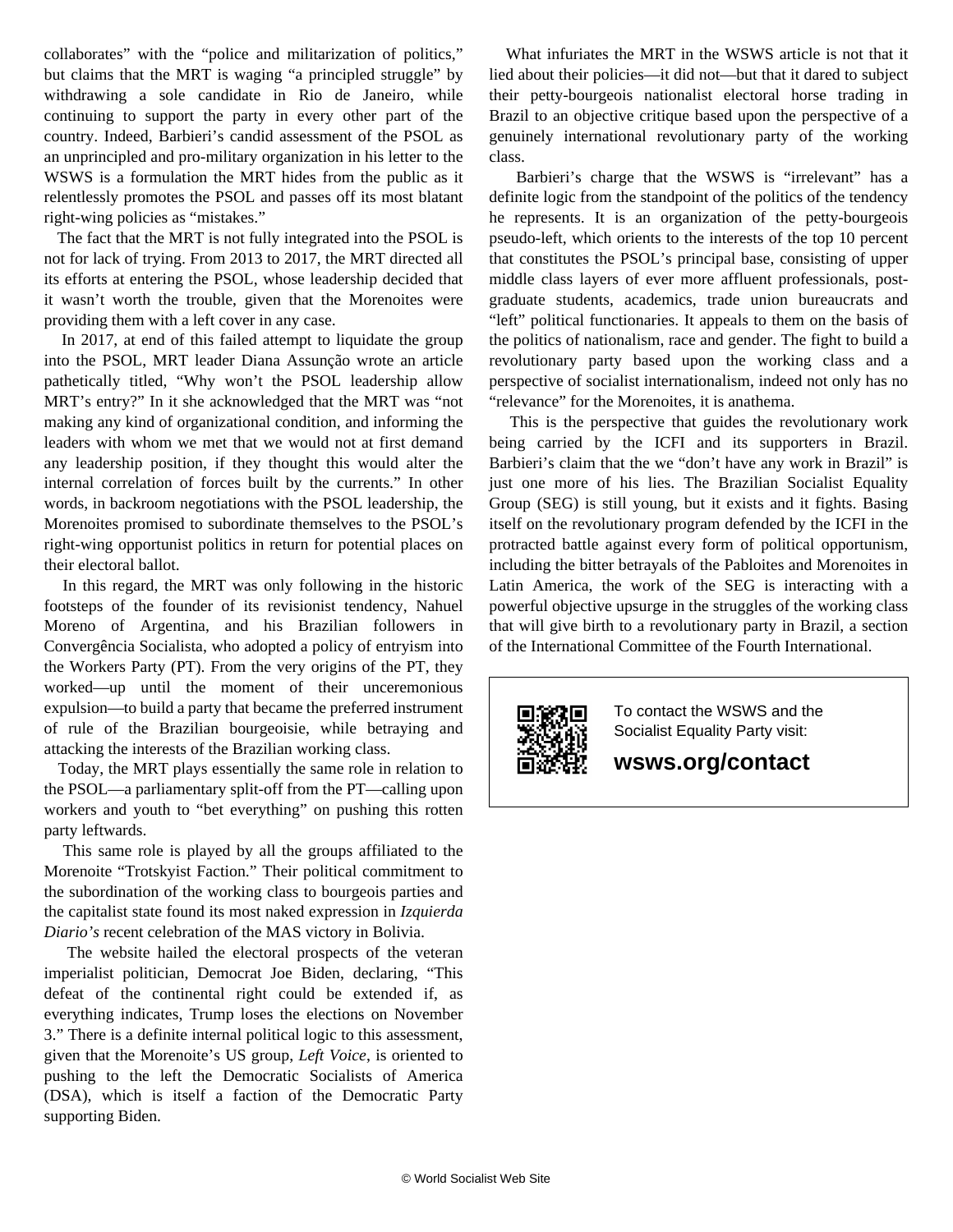collaborates" with the "police and militarization of politics," but claims that the MRT is waging "a principled struggle" by withdrawing a sole candidate in Rio de Janeiro, while continuing to support the party in every other part of the country. Indeed, Barbieri's candid assessment of the PSOL as an unprincipled and pro-military organization in his letter to the WSWS is a formulation the MRT hides from the public as it relentlessly promotes the PSOL and passes off its most blatant right-wing policies as "mistakes."

The fact that the MRT is not fully integrated into the PSOL is not for lack of trying. From 2013 to 2017, the MRT directed all its efforts at entering the PSOL, whose leadership decided that it wasn't worth the trouble, given that the Morenoites were providing them with a left cover in any case.

In 2017, at end of this failed attempt to liquidate the group into the PSOL, MRT leader Diana Assunção wrote an article pathetically titled, "Why won't the PSOL leadership allow MRT's entry?" In it she acknowledged that the MRT was "not making any kind of organizational condition, and informing the leaders with whom we met that we would not at first demand any leadership position, if they thought this would alter the internal correlation of forces built by the currents." In other words, in backroom negotiations with the PSOL leadership, the Morenoites promised to subordinate themselves to the PSOL's right-wing opportunist politics in return for potential places on their electoral ballot.

In this regard, the MRT was only following in the historic footsteps of the founder of its revisionist tendency, Nahuel Moreno of Argentina, and his Brazilian followers in Convergência Socialista, who adopted a policy of entryism into the Workers Party (PT). From the very origins of the PT, they worked—up until the moment of their unceremonious expulsion—to build a party that became the preferred instrument of rule of the Brazilian bourgeoisie, while betraying and attacking the interests of the Brazilian working class.

Today, the MRT plays essentially the same role in relation to the PSOL—a parliamentary split-off from the PT—calling upon workers and youth to "bet everything" on pushing this rotten party leftwards.

This same role is played by all the groups affiliated to the Morenoite "Trotskyist Faction." Their political commitment to the subordination of the working class to bourgeois parties and the capitalist state found its most naked expression in *Izquierda Diario's* recent celebration of the MAS victory in Bolivia.

The website hailed the electoral prospects of the veteran imperialist politician, Democrat Joe Biden, declaring, "This defeat of the continental right could be extended if, as everything indicates, Trump loses the elections on November 3." There is a definite internal political logic to this assessment, given that the Morenoite's US group, *Left Voice*, is oriented to pushing to the left the Democratic Socialists of America (DSA), which is itself a faction of the Democratic Party supporting Biden.

What infuriates the MRT in the WSWS article is not that it lied about their policies—it did not—but that it dared to subject their petty-bourgeois nationalist electoral horse trading in Brazil to an objective critique based upon the perspective of a genuinely international revolutionary party of the working class.

Barbieri's charge that the WSWS is "irrelevant" has a definite logic from the standpoint of the politics of the tendency he represents. It is an organization of the petty-bourgeois pseudo-left, which orients to the interests of the top 10 percent that constitutes the PSOL's principal base, consisting of upper middle class layers of ever more affluent professionals, post-graduate students, academics, trade union bureaucrats and "left" political functionaries. It appeals to them on the basis of the politics of nationalism, race and gender. The fight to build a revolutionary party based upon the working class and a perspective of socialist internationalism, indeed not only has no "relevance" for the Morenoites, it is anathema.

This is the perspective that guides the revolutionary work being carried by the ICFI and its supporters in Brazil. Barbieri's claim that the we "don't have any work in Brazil" is just one more of his lies. The Brazilian Socialist Equality Group (SEG) is still young, but it exists and it fights. Basing itself on the revolutionary program defended by the ICFI in the protracted battle against every form of political opportunism, including the bitter betrayals of the Pabloites and Morenoites in Latin America, the work of the SEG is interacting with a powerful objective upsurge in the struggles of the working class that will give birth to a revolutionary party in Brazil, a section of the International Committee of the Fourth International.

To contact the WSWS and the Socialist Equality Party visit:

**wsws.org/contact**